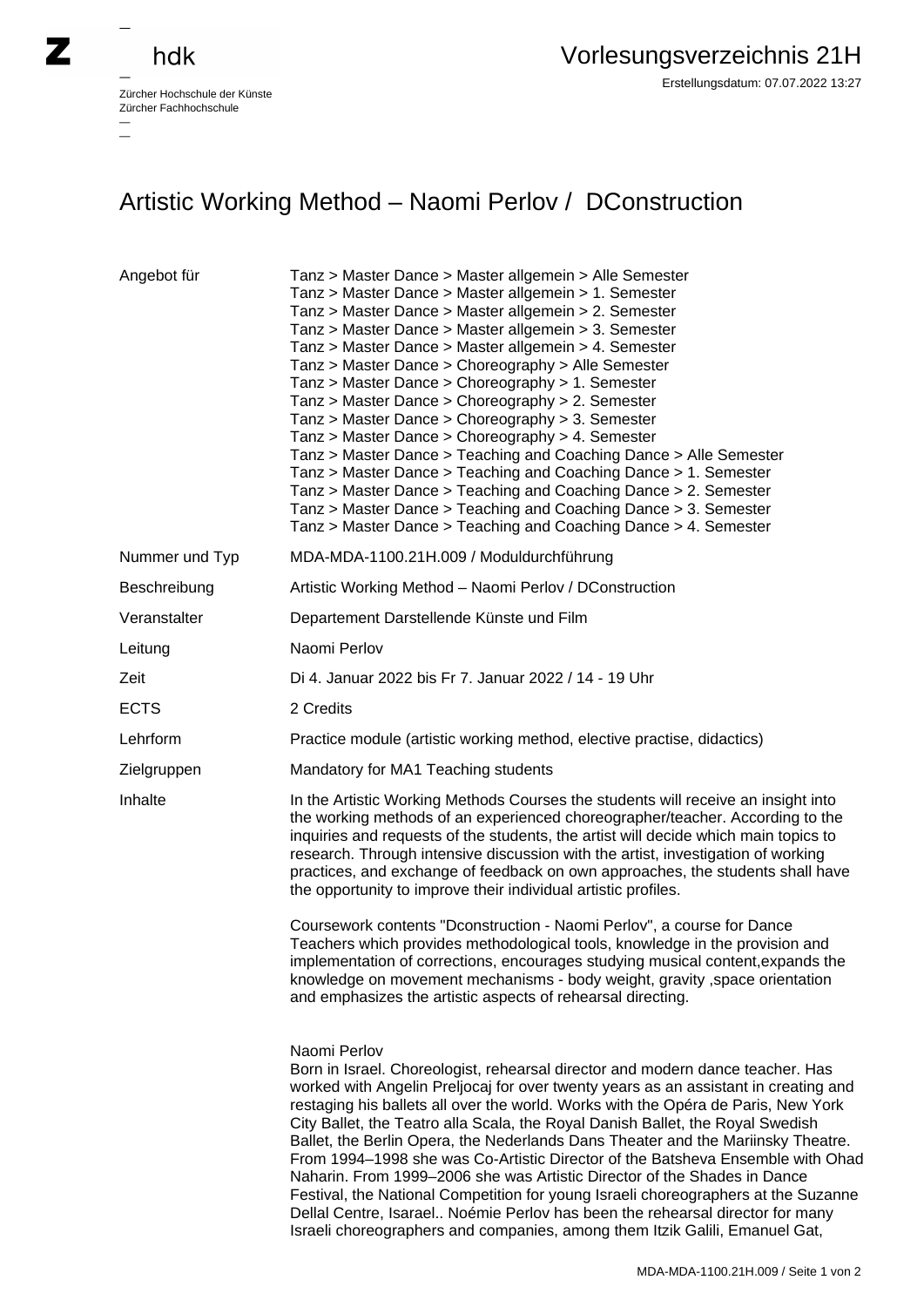Zürcher Hochschule der Künste
Zürcher Fachhochschule

# Vorlesungsverzeichnis 21H

Erstellungsdatum: 07.07.2022 13:27

## Artistic Working Method – Naomi Perlov / DConstruction

| | |
|---|---|
| Angebot für | Tanz > Master Dance > Master allgemein > Alle Semester<br>Tanz > Master Dance > Master allgemein > 1. Semester<br>Tanz > Master Dance > Master allgemein > 2. Semester<br>Tanz > Master Dance > Master allgemein > 3. Semester<br>Tanz > Master Dance > Master allgemein > 4. Semester<br>Tanz > Master Dance > Choreography > Alle Semester<br>Tanz > Master Dance > Choreography > 1. Semester<br>Tanz > Master Dance > Choreography > 2. Semester<br>Tanz > Master Dance > Choreography > 3. Semester<br>Tanz > Master Dance > Choreography > 4. Semester<br>Tanz > Master Dance > Teaching and Coaching Dance > Alle Semester<br>Tanz > Master Dance > Teaching and Coaching Dance > 1. Semester<br>Tanz > Master Dance > Teaching and Coaching Dance > 2. Semester<br>Tanz > Master Dance > Teaching and Coaching Dance > 3. Semester<br>Tanz > Master Dance > Teaching and Coaching Dance > 4. Semester |
| Nummer und Typ | MDA-MDA-1100.21H.009 / Moduldurchführung |
| Beschreibung | Artistic Working Method – Naomi Perlov / DConstruction |
| Veranstalter | Departement Darstellende Künste und Film |
| Leitung | Naomi Perlov |
| Zeit | Di 4. Januar 2022 bis Fr 7. Januar 2022 / 14 - 19 Uhr |
| ECTS | 2 Credits |
| Lehrform | Practice module (artistic working method, elective practise, didactics) |
| Zielgruppen | Mandatory for MA1 Teaching students |

**Inhalte**

In the Artistic Working Methods Courses the students will receive an insight into the working methods of an experienced choreographer/teacher. According to the inquiries and requests of the students, the artist will decide which main topics to research. Through intensive discussion with the artist, investigation of working practices, and exchange of feedback on own approaches, the students shall have the opportunity to improve their individual artistic profiles.

Coursework contents "Dconstruction - Naomi Perlov", a course for Dance Teachers which provides methodological tools, knowledge in the provision and implementation of corrections, encourages studying musical content,expands the knowledge on movement mechanisms - body weight, gravity ,space orientation and emphasizes the artistic aspects of rehearsal directing.

Naomi Perlov
Born in Israel. Choreologist, rehearsal director and modern dance teacher. Has worked with Angelin Preljocaj for over twenty years as an assistant in creating and restaging his ballets all over the world. Works with the Opéra de Paris, New York City Ballet, the Teatro alla Scala, the Royal Danish Ballet, the Royal Swedish Ballet, the Berlin Opera, the Nederlands Dans Theater and the Mariinsky Theatre. From 1994–1998 she was Co-Artistic Director of the Batsheva Ensemble with Ohad Naharin. From 1999–2006 she was Artistic Director of the Shades in Dance Festival, the National Competition for young Israeli choreographers at the Suzanne Dellal Centre, Isarael.. Noémie Perlov has been the rehearsal director for many Israeli choreographers and companies, among them Itzik Galili, Emanuel Gat,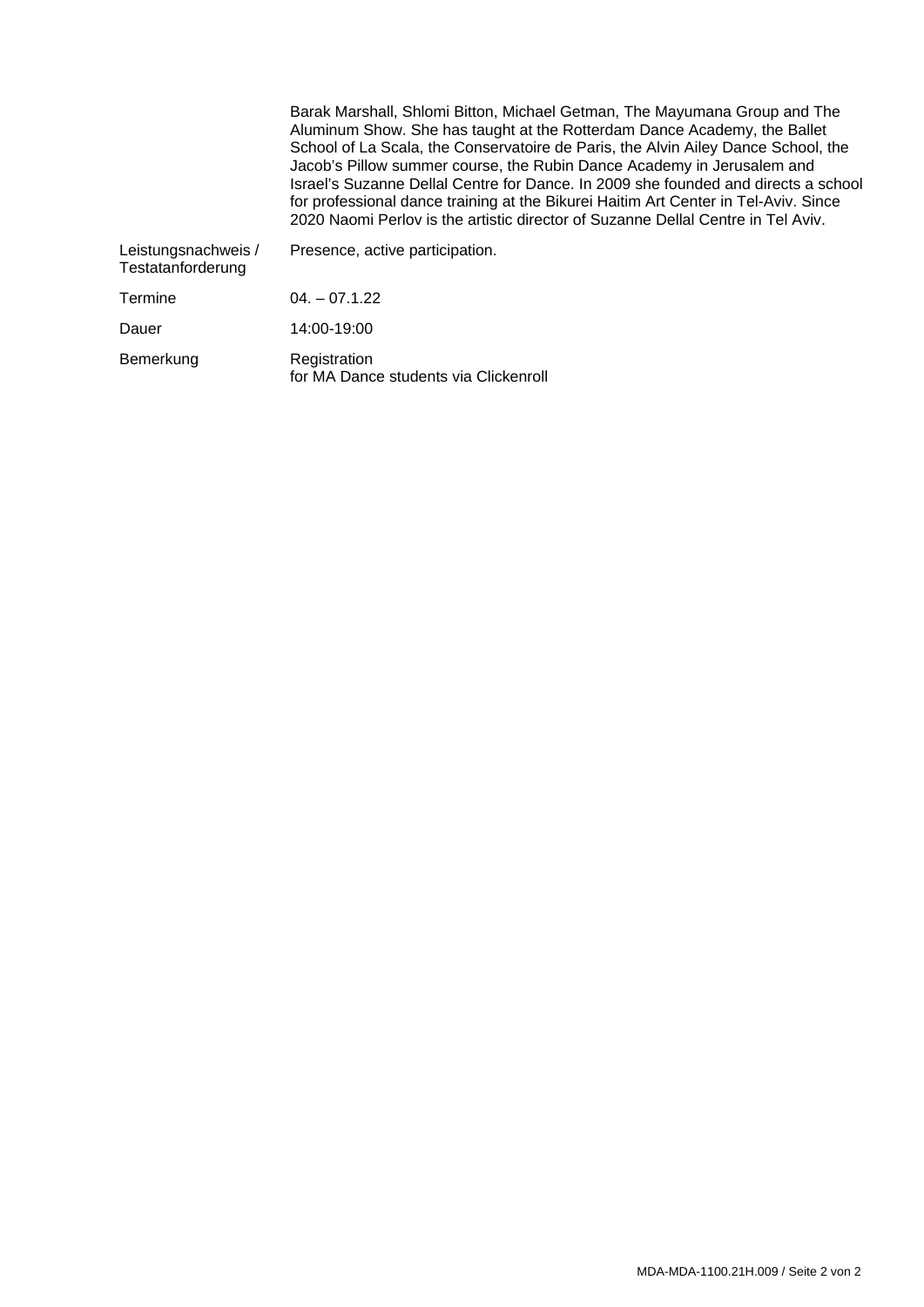| | |
|---|---|
| | Barak Marshall, Shlomi Bitton, Michael Getman, The Mayumana Group and The Aluminum Show. She has taught at the Rotterdam Dance Academy, the Ballet School of La Scala, the Conservatoire de Paris, the Alvin Ailey Dance School, the Jacob's Pillow summer course, the Rubin Dance Academy in Jerusalem and Israel's Suzanne Dellal Centre for Dance. In 2009 she founded and directs a school for professional dance training at the Bikurei Haitim Art Center in Tel-Aviv. Since 2020 Naomi Perlov is the artistic director of Suzanne Dellal Centre in Tel Aviv. |
| Leistungsnachweis / Testatanforderung | Presence, active participation. |
| Termine | 04. – 07.1.22 |
| Dauer | 14:00-19:00 |
| Bemerkung | Registration<br>for MA Dance students via Clickenroll |